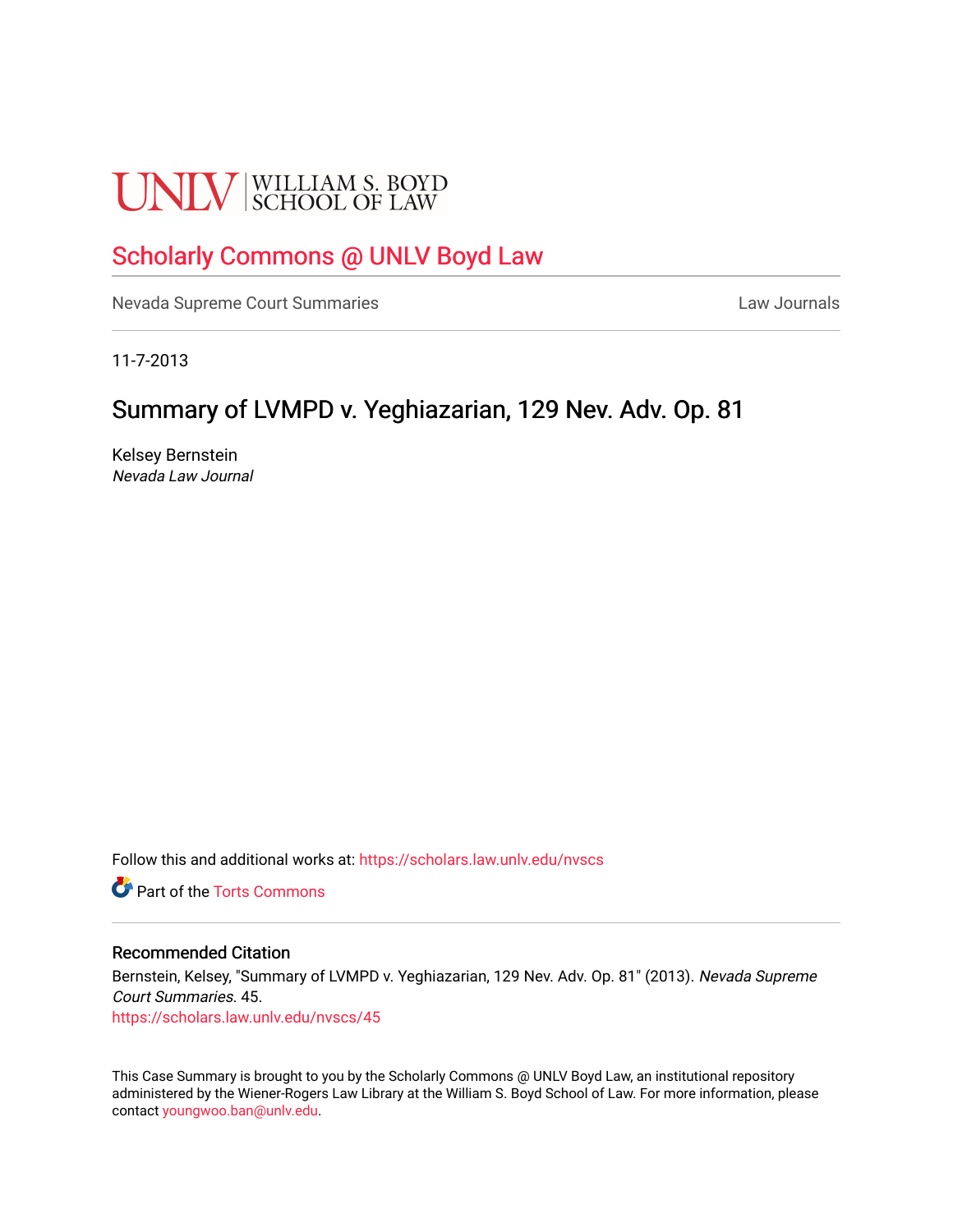UNLV | WILLIAM S. BOYD SCHOOL OF LAW

# Scholarly Commons @ UNLV Boyd Law

Nevada Supreme Court Summaries | Law Journals

11-7-2013

## Summary of LVMPD v. Yeghiazarian, 129 Nev. Adv. Op. 81

Kelsey Bernstein
*Nevada Law Journal*

Follow this and additional works at: https://scholars.law.unlv.edu/nvscs

Part of the Torts Commons

### Recommended Citation

Bernstein, Kelsey, "Summary of LVMPD v. Yeghiazarian, 129 Nev. Adv. Op. 81" (2013). *Nevada Supreme Court Summaries*. 45.
https://scholars.law.unlv.edu/nvscs/45

This Case Summary is brought to you by the Scholarly Commons @ UNLV Boyd Law, an institutional repository administered by the Wiener-Rogers Law Library at the William S. Boyd School of Law. For more information, please contact youngwoo.ban@unlv.edu.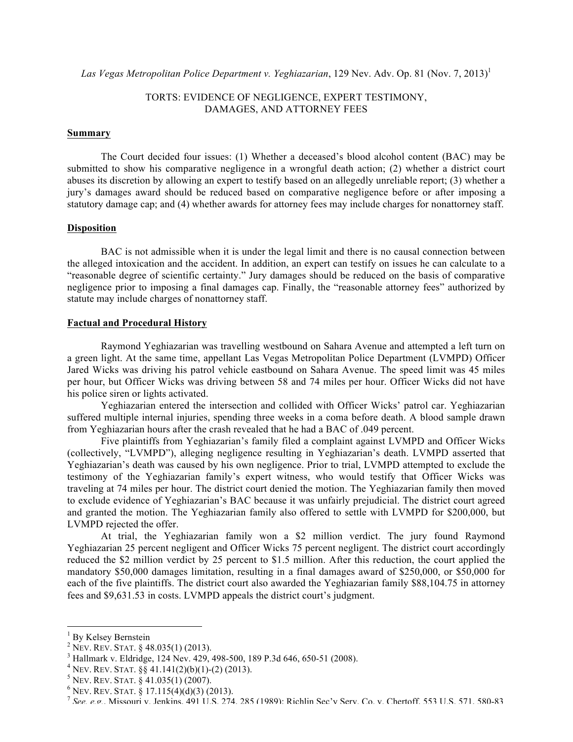*Las Vegas Metropolitan Police Department v. Yeghiazarian*, 129 Nev. Adv. Op. 81 (Nov. 7, 2013)[1]

## TORTS: EVIDENCE OF NEGLIGENCE, EXPERT TESTIMONY, DAMAGES, AND ATTORNEY FEES

### Summary

The Court decided four issues: (1) Whether a deceased's blood alcohol content (BAC) may be submitted to show his comparative negligence in a wrongful death action; (2) whether a district court abuses its discretion by allowing an expert to testify based on an allegedly unreliable report; (3) whether a jury's damages award should be reduced based on comparative negligence before or after imposing a statutory damage cap; and (4) whether awards for attorney fees may include charges for nonattorney staff.

### Disposition

BAC is not admissible when it is under the legal limit and there is no causal connection between the alleged intoxication and the accident. In addition, an expert can testify on issues he can calculate to a "reasonable degree of scientific certainty." Jury damages should be reduced on the basis of comparative negligence prior to imposing a final damages cap. Finally, the "reasonable attorney fees" authorized by statute may include charges of nonattorney staff.

### Factual and Procedural History

Raymond Yeghiazarian was travelling westbound on Sahara Avenue and attempted a left turn on a green light. At the same time, appellant Las Vegas Metropolitan Police Department (LVMPD) Officer Jared Wicks was driving his patrol vehicle eastbound on Sahara Avenue. The speed limit was 45 miles per hour, but Officer Wicks was driving between 58 and 74 miles per hour. Officer Wicks did not have his police siren or lights activated.

Yeghiazarian entered the intersection and collided with Officer Wicks' patrol car. Yeghiazarian suffered multiple internal injuries, spending three weeks in a coma before death. A blood sample drawn from Yeghiazarian hours after the crash revealed that he had a BAC of .049 percent.

Five plaintiffs from Yeghiazarian's family filed a complaint against LVMPD and Officer Wicks (collectively, "LVMPD"), alleging negligence resulting in Yeghiazarian's death. LVMPD asserted that Yeghiazarian's death was caused by his own negligence. Prior to trial, LVMPD attempted to exclude the testimony of the Yeghiazarian family's expert witness, who would testify that Officer Wicks was traveling at 74 miles per hour. The district court denied the motion. The Yeghiazarian family then moved to exclude evidence of Yeghiazarian's BAC because it was unfairly prejudicial. The district court agreed and granted the motion. The Yeghiazarian family also offered to settle with LVMPD for $200,000, but LVMPD rejected the offer.

At trial, the Yeghiazarian family won a $2 million verdict. The jury found Raymond Yeghiazarian 25 percent negligent and Officer Wicks 75 percent negligent. The district court accordingly reduced the $2 million verdict by 25 percent to $1.5 million. After this reduction, the court applied the mandatory $50,000 damages limitation, resulting in a final damages award of $250,000, or $50,000 for each of the five plaintiffs. The district court also awarded the Yeghiazarian family $88,104.75 in attorney fees and $9,631.53 in costs. LVMPD appeals the district court's judgment.

---

[1] By Kelsey Bernstein

[2] NEV. REV. STAT. § 48.035(1) (2013).

[3] Hallmark v. Eldridge, 124 Nev. 429, 498-500, 189 P.3d 646, 650-51 (2008).

[4] NEV. REV. STAT. §§ 41.141(2)(b)(1)-(2) (2013).

[5] NEV. REV. STAT. § 41.035(1) (2007).

[6] NEV. REV. STAT. § 17.115(4)(d)(3) (2013).

[7] *See, e.g.*, Missouri v. Jenkins, 491 U.S. 274, 285 (1989); Richlin Sec'y Serv. Co. v. Chertoff, 553 U.S. 571, 580-83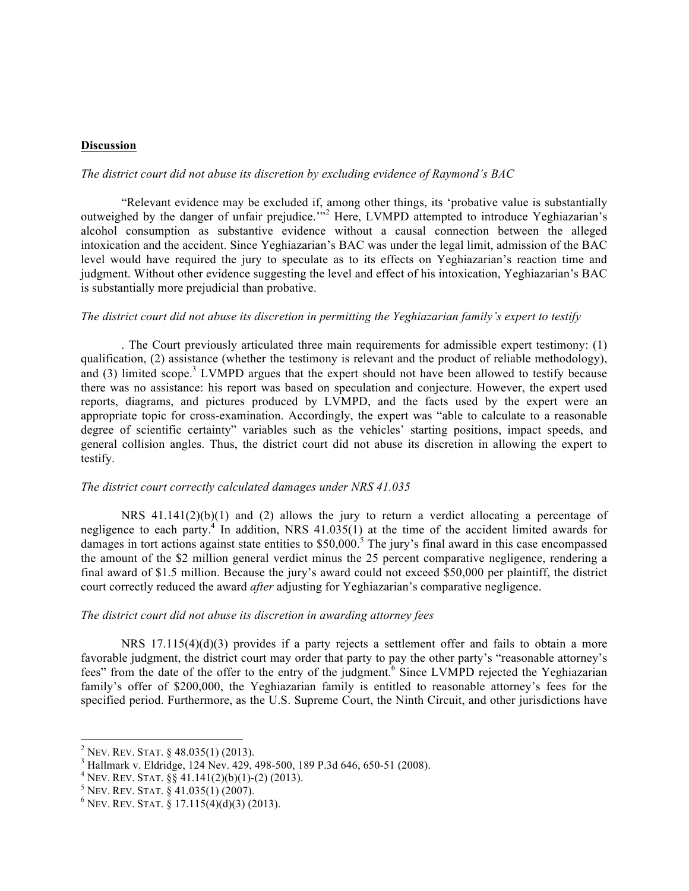**Discussion**

*The district court did not abuse its discretion by excluding evidence of Raymond's BAC*

"Relevant evidence may be excluded if, among other things, its 'probative value is substantially outweighed by the danger of unfair prejudice.'"[2] Here, LVMPD attempted to introduce Yeghiazarian's alcohol consumption as substantive evidence without a causal connection between the alleged intoxication and the accident. Since Yeghiazarian's BAC was under the legal limit, admission of the BAC level would have required the jury to speculate as to its effects on Yeghiazarian's reaction time and judgment. Without other evidence suggesting the level and effect of his intoxication, Yeghiazarian's BAC is substantially more prejudicial than probative.

*The district court did not abuse its discretion in permitting the Yeghiazarian family's expert to testify*

. The Court previously articulated three main requirements for admissible expert testimony: (1) qualification, (2) assistance (whether the testimony is relevant and the product of reliable methodology), and (3) limited scope.[3] LVMPD argues that the expert should not have been allowed to testify because there was no assistance: his report was based on speculation and conjecture. However, the expert used reports, diagrams, and pictures produced by LVMPD, and the facts used by the expert were an appropriate topic for cross-examination. Accordingly, the expert was "able to calculate to a reasonable degree of scientific certainty" variables such as the vehicles' starting positions, impact speeds, and general collision angles. Thus, the district court did not abuse its discretion in allowing the expert to testify.

*The district court correctly calculated damages under NRS 41.035*

NRS 41.141(2)(b)(1) and (2) allows the jury to return a verdict allocating a percentage of negligence to each party.[4] In addition, NRS 41.035(1) at the time of the accident limited awards for damages in tort actions against state entities to $50,000.[5] The jury's final award in this case encompassed the amount of the $2 million general verdict minus the 25 percent comparative negligence, rendering a final award of $1.5 million. Because the jury's award could not exceed $50,000 per plaintiff, the district court correctly reduced the award *after* adjusting for Yeghiazarian's comparative negligence.

*The district court did not abuse its discretion in awarding attorney fees*

NRS 17.115(4)(d)(3) provides if a party rejects a settlement offer and fails to obtain a more favorable judgment, the district court may order that party to pay the other party's "reasonable attorney's fees" from the date of the offer to the entry of the judgment.[6] Since LVMPD rejected the Yeghiazarian family's offer of $200,000, the Yeghiazarian family is entitled to reasonable attorney's fees for the specified period. Furthermore, as the U.S. Supreme Court, the Ninth Circuit, and other jurisdictions have

---

[2] NEV. REV. STAT. § 48.035(1) (2013).

[3] Hallmark v. Eldridge, 124 Nev. 429, 498-500, 189 P.3d 646, 650-51 (2008).

[4] NEV. REV. STAT. §§ 41.141(2)(b)(1)-(2) (2013).

[5] NEV. REV. STAT. § 41.035(1) (2007).

[6] NEV. REV. STAT. § 17.115(4)(d)(3) (2013).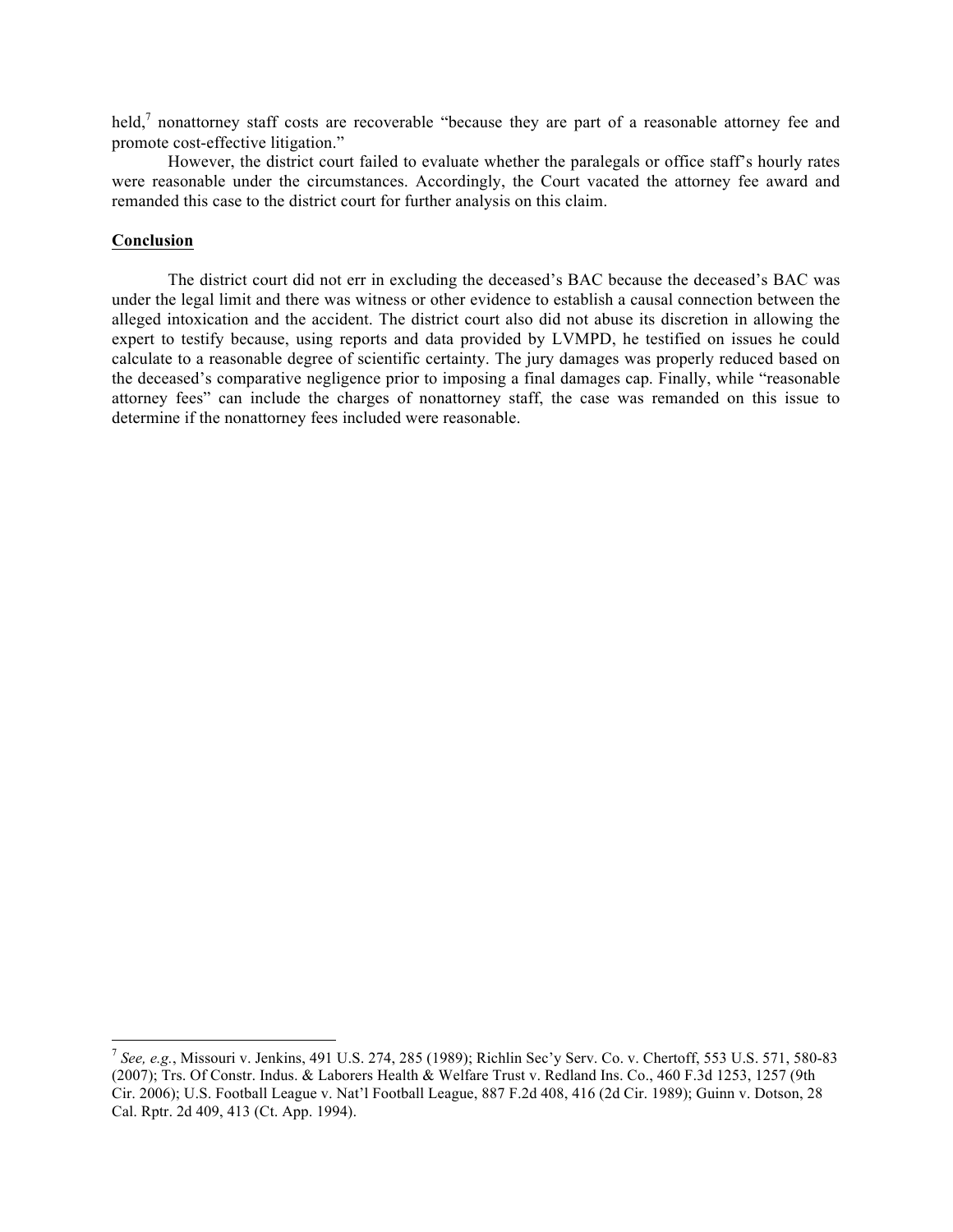held,[7] nonattorney staff costs are recoverable "because they are part of a reasonable attorney fee and promote cost-effective litigation."

However, the district court failed to evaluate whether the paralegals or office staff's hourly rates were reasonable under the circumstances. Accordingly, the Court vacated the attorney fee award and remanded this case to the district court for further analysis on this claim.

**Conclusion**

The district court did not err in excluding the deceased's BAC because the deceased's BAC was under the legal limit and there was witness or other evidence to establish a causal connection between the alleged intoxication and the accident. The district court also did not abuse its discretion in allowing the expert to testify because, using reports and data provided by LVMPD, he testified on issues he could calculate to a reasonable degree of scientific certainty. The jury damages was properly reduced based on the deceased's comparative negligence prior to imposing a final damages cap. Finally, while "reasonable attorney fees" can include the charges of nonattorney staff, the case was remanded on this issue to determine if the nonattorney fees included were reasonable.

---

[7] *See, e.g.*, Missouri v. Jenkins, 491 U.S. 274, 285 (1989); Richlin Sec'y Serv. Co. v. Chertoff, 553 U.S. 571, 580-83 (2007); Trs. Of Constr. Indus. & Laborers Health & Welfare Trust v. Redland Ins. Co., 460 F.3d 1253, 1257 (9th Cir. 2006); U.S. Football League v. Nat'l Football League, 887 F.2d 408, 416 (2d Cir. 1989); Guinn v. Dotson, 28 Cal. Rptr. 2d 409, 413 (Ct. App. 1994).